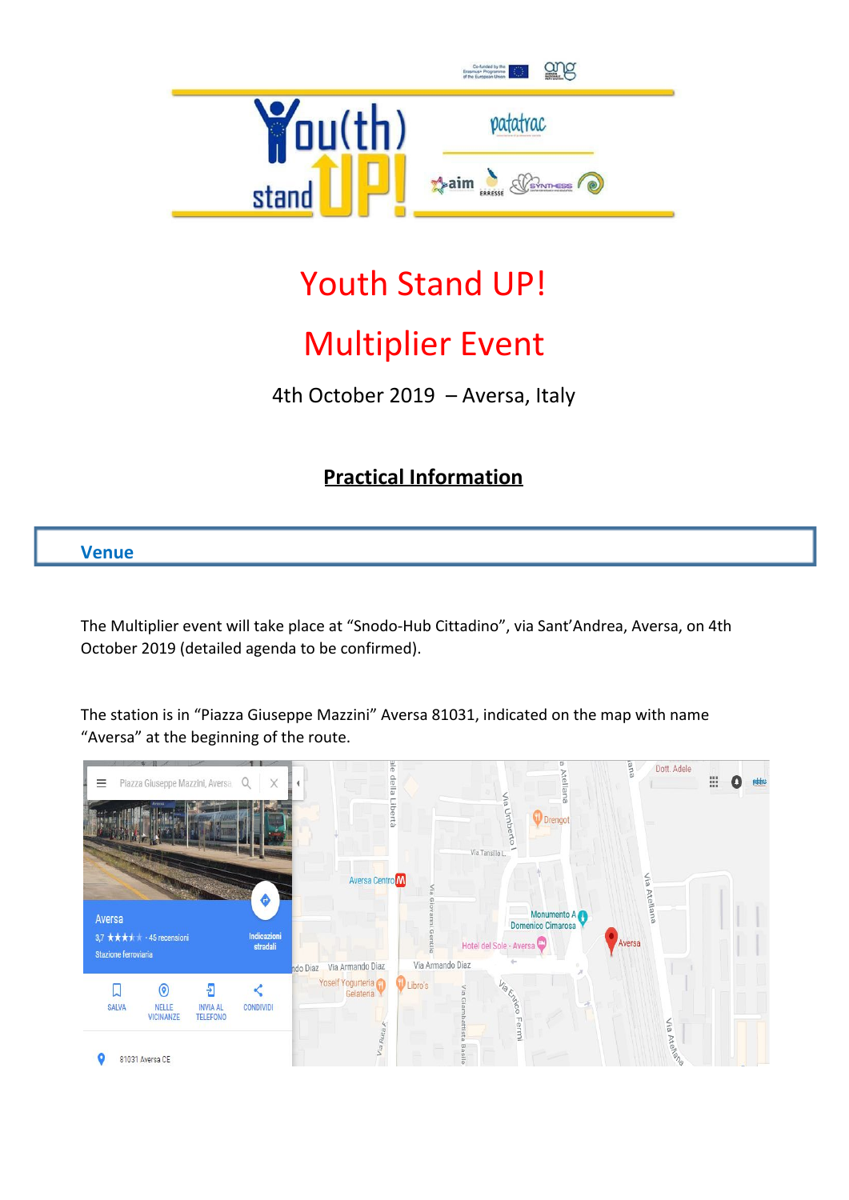# Youth Stand UP!

# Multiplier Event

4th October 2019 – Aversa, Italy

## Practical Information

### Venue

The Multiplier event will take place at "Snodo-Hub Cittadino", via Sant'Andrea, Aversa, on 4th October 2019 (detailed agenda to be confirmed).

The station is in "Piazza Giuseppe Mazzini" Aversa 81031, indicated on the map with name "Aversa" at the beginning of the route.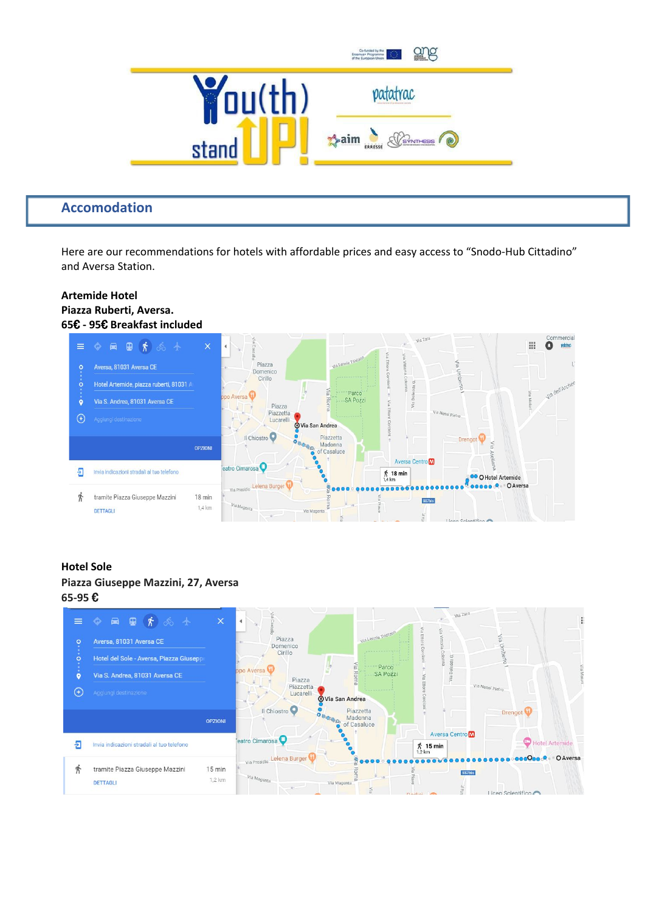## Accomodation

Here are our recommendations for hotels with affordable prices and easy access to “Snodo-Hub Cittadino” and Aversa Station.

**Artemide Hotel**
**Piazza Ruberti, Aversa.**
**65€ - 95€ Breakfast included**

**Hotel Sole**
**Piazza Giuseppe Mazzini, 27, Aversa**
**65-95 €**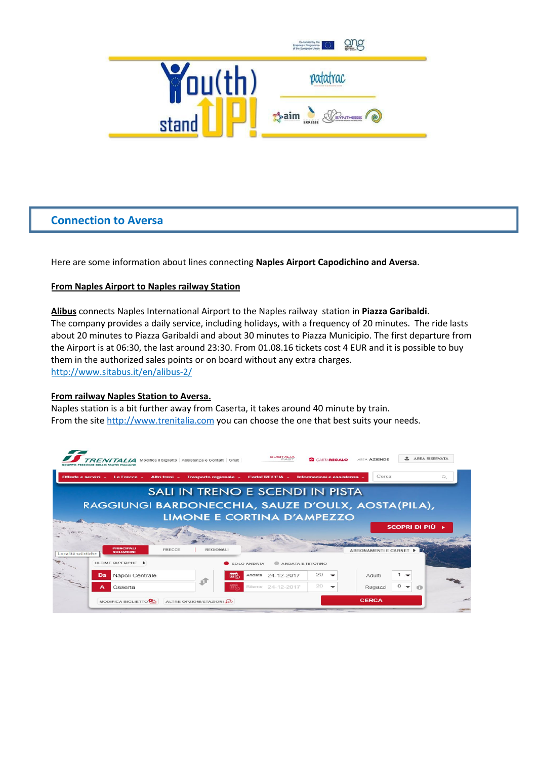## Connection to Aversa

Here are some information about lines connecting **Naples Airport Capodichino and Aversa**.

**From Naples Airport to Naples railway Station**

**Alibus** connects Naples International Airport to the Naples railway station in **Piazza Garibaldi**.
The company provides a daily service, including holidays, with a frequency of 20 minutes. The ride lasts about 20 minutes to Piazza Garibaldi and about 30 minutes to Piazza Municipio. The first departure from the Airport is at 06:30, the last around 23:30. From 01.08.16 tickets cost 4 EUR and it is possible to buy them in the authorized sales points or on board without any extra charges.
http://www.sitabus.it/en/alibus-2/

**From railway Naples Station to Aversa.**
Naples station is a bit further away from Caserta, it takes around 40 minute by train.
From the site http://www.trenitalia.com you can choose the one that best suits your needs.